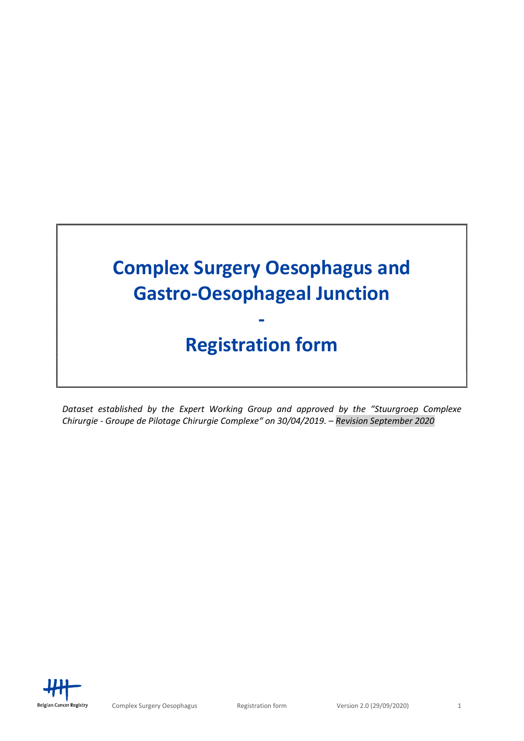# Complex Surgery Oesophagus and Gastro-Oesophageal Junction

-

# Registration form

*Dataset established by the Expert Working Group and approved by the "Stuurgroep Complexe Chirurgie - Groupe de Pilotage Chirurgie Complexe" on 30/04/2019. – Revision September 2020*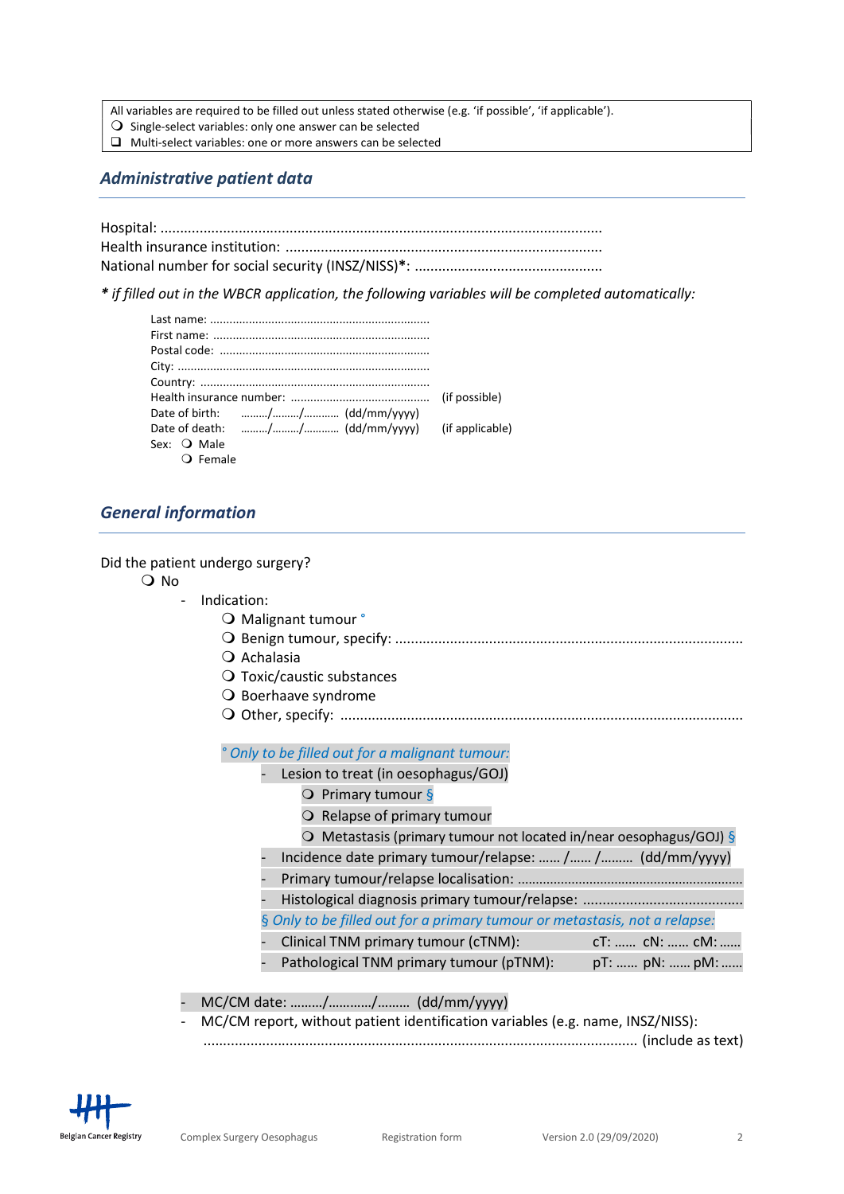All variables are required to be filled out unless stated otherwise (e.g. 'if possible', 'if applicable').
❍ Single-select variables: only one answer can be selected
❑ Multi-select variables: one or more answers can be selected

## *Administrative patient data*

Hospital: ..................................................................................................................
Health insurance institution: ..................................................................................
National number for social security (INSZ/NISS)*: .................................................

*\* if filled out in the WBCR application, the following variables will be completed automatically:*

Last name: ...................................................................
First name: ..................................................................
Postal code: ................................................................
City: ............................................................................
Country: ......................................................................
Health insurance number: .......................................... (if possible)
Date of birth: ........./........./............ (dd/mm/yyyy)
Date of death: ........./........./............ (dd/mm/yyyy) (if applicable)
Sex: ❍ Male
❍ Female

## *General information*

Did the patient undergo surgery?

❍ No

- Indication:
  - ❍ Malignant tumour °
  - ❍ Benign tumour, specify: ..........................................................................................
  - ❍ Achalasia
  - ❍ Toxic/caustic substances
  - ❍ Boerhaave syndrome
  - ❍ Other, specify: ..........................................................................................

  *° Only to be filled out for a malignant tumour:*
  - Lesion to treat (in oesophagus/GOJ)
    - ❍ Primary tumour §
    - ❍ Relapse of primary tumour
    - ❍ Metastasis (primary tumour not located in/near oesophagus/GOJ) §
  - Incidence date primary tumour/relapse: ...... /...... /......... (dd/mm/yyyy)
  - Primary tumour/relapse localisation: .............................................................
  - Histological diagnosis primary tumour/relapse: .........................................

  *§ Only to be filled out for a primary tumour or metastasis, not a relapse:*
  - Clinical TNM primary tumour (cTNM): cT: ...... cN: ...... cM: ......
  - Pathological TNM primary tumour (pTNM): pT: ...... pN: ...... pM: ......

- MC/CM date: ........./............/......... (dd/mm/yyyy)
- MC/CM report, without patient identification variables (e.g. name, INSZ/NISS):
  ............................................................................................................ (include as text)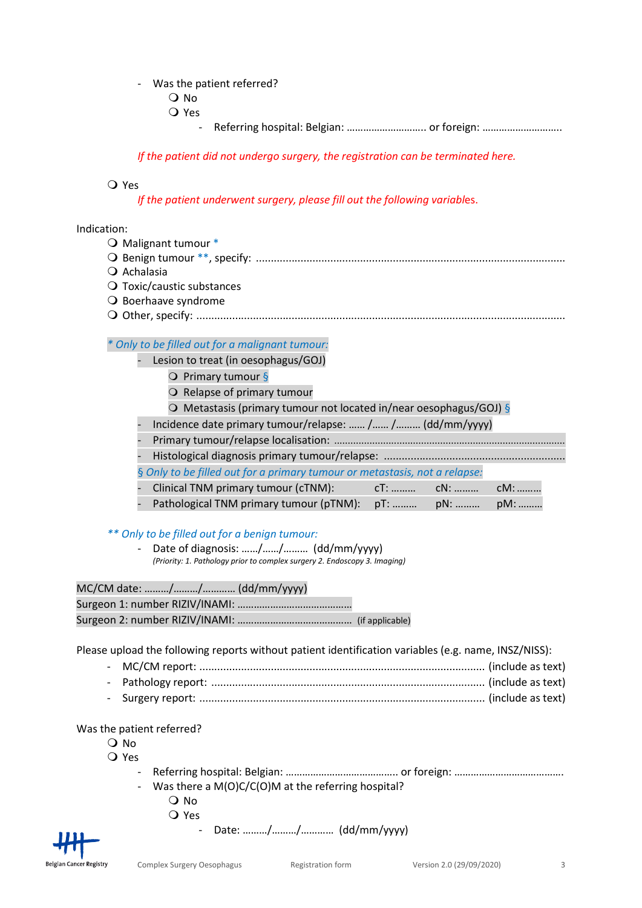- Was the patient referred?
  - ❍ No
  - ❍ Yes
    - Referring hospital: Belgian: ……………………….. or foreign: ……………………….

*If the patient did not undergo surgery, the registration can be terminated here.*

❍ Yes

*If the patient underwent surgery, please fill out the following variables.*

Indication:

- ❍ Malignant tumour *
- ❍ Benign tumour **, specify: ………………………………………………………………………………………
- ❍ Achalasia
- ❍ Toxic/caustic substances
- ❍ Boerhaave syndrome
- ❍ Other, specify: ……………………………………………………………………………………………………

*\* Only to be filled out for a malignant tumour:*

- Lesion to treat (in oesophagus/GOJ)
  - ❍ Primary tumour §
  - ❍ Relapse of primary tumour
  - ❍ Metastasis (primary tumour not located in/near oesophagus/GOJ) §
- Incidence date primary tumour/relapse: …… /…… /……… (dd/mm/yyyy)
- Primary tumour/relapse localisation: ……………………………………………………………………
- Histological diagnosis primary tumour/relapse: ……………………………………………………

*§ Only to be filled out for a primary tumour or metastasis, not a relapse:*

- Clinical TNM primary tumour (cTNM): cT: ……… cN: ……… cM: ………
- Pathological TNM primary tumour (pTNM): pT: ……… pN: ……… pM: ………

*\*\* Only to be filled out for a benign tumour:*

- Date of diagnosis: ……/……/……… (dd/mm/yyyy)
  *(Priority: 1. Pathology prior to complex surgery 2. Endoscopy 3. Imaging)*

MC/CM date: ………/………/………… (dd/mm/yyyy)
Surgeon 1: number RIZIV/INAMI: ……………………………………
Surgeon 2: number RIZIV/INAMI: …………………………………… (if applicable)

Please upload the following reports without patient identification variables (e.g. name, INSZ/NISS):

- MC/CM report: …………………………………………………………………………………… (include as text)
- Pathology report: ……………………………………………………………………………… (include as text)
- Surgery report: ………………………………………………………………………………… (include as text)

Was the patient referred?

- ❍ No
- ❍ Yes
  - Referring hospital: Belgian: ………………………………….. or foreign: ………………………………….
  - Was there a M(O)C/C(O)M at the referring hospital?
    - ❍ No
    - ❍ Yes
      - Date: ………/………/………… (dd/mm/yyyy)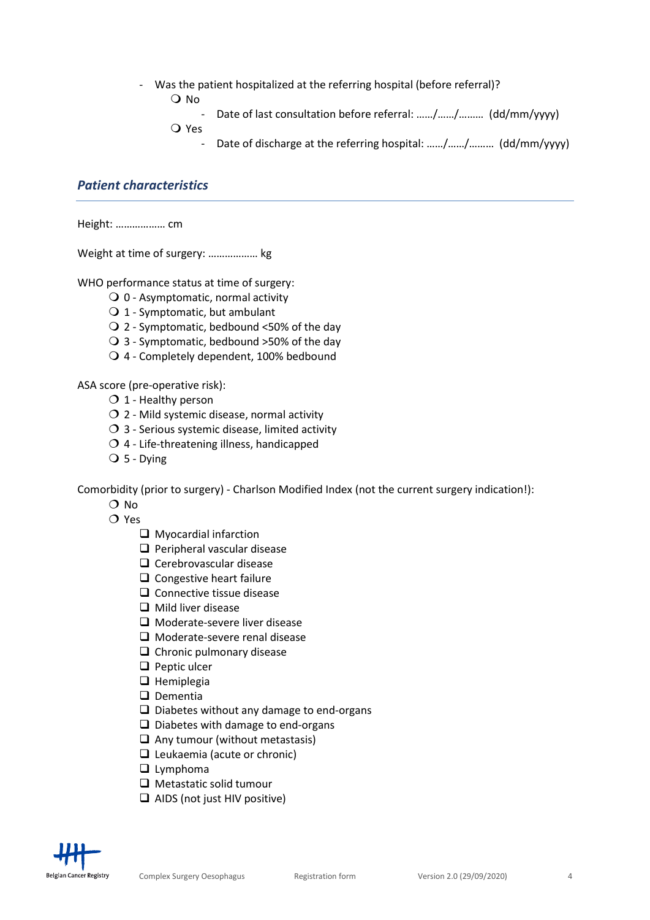- Was the patient hospitalized at the referring hospital (before referral)?
  - ❍ No
    - Date of last consultation before referral: ……/……/……… (dd/mm/yyyy)
  - ❍ Yes
    - Date of discharge at the referring hospital: ……/……/……… (dd/mm/yyyy)

## *Patient characteristics*

Height: ……………… cm

Weight at time of surgery: ……………… kg

WHO performance status at time of surgery:

- ❍ 0 - Asymptomatic, normal activity
- ❍ 1 - Symptomatic, but ambulant
- ❍ 2 - Symptomatic, bedbound <50% of the day
- ❍ 3 - Symptomatic, bedbound >50% of the day
- ❍ 4 - Completely dependent, 100% bedbound

ASA score (pre-operative risk):

- ❍ 1 - Healthy person
- ❍ 2 - Mild systemic disease, normal activity
- ❍ 3 - Serious systemic disease, limited activity
- ❍ 4 - Life-threatening illness, handicapped
- ❍ 5 - Dying

Comorbidity (prior to surgery) - Charlson Modified Index (not the current surgery indication!):

- ❍ No
- ❍ Yes
  - ❑ Myocardial infarction
  - ❑ Peripheral vascular disease
  - ❑ Cerebrovascular disease
  - ❑ Congestive heart failure
  - ❑ Connective tissue disease
  - ❑ Mild liver disease
  - ❑ Moderate-severe liver disease
  - ❑ Moderate-severe renal disease
  - ❑ Chronic pulmonary disease
  - ❑ Peptic ulcer
  - ❑ Hemiplegia
  - ❑ Dementia
  - ❑ Diabetes without any damage to end-organs
  - ❑ Diabetes with damage to end-organs
  - ❑ Any tumour (without metastasis)
  - ❑ Leukaemia (acute or chronic)
  - ❑ Lymphoma
  - ❑ Metastatic solid tumour
  - ❑ AIDS (not just HIV positive)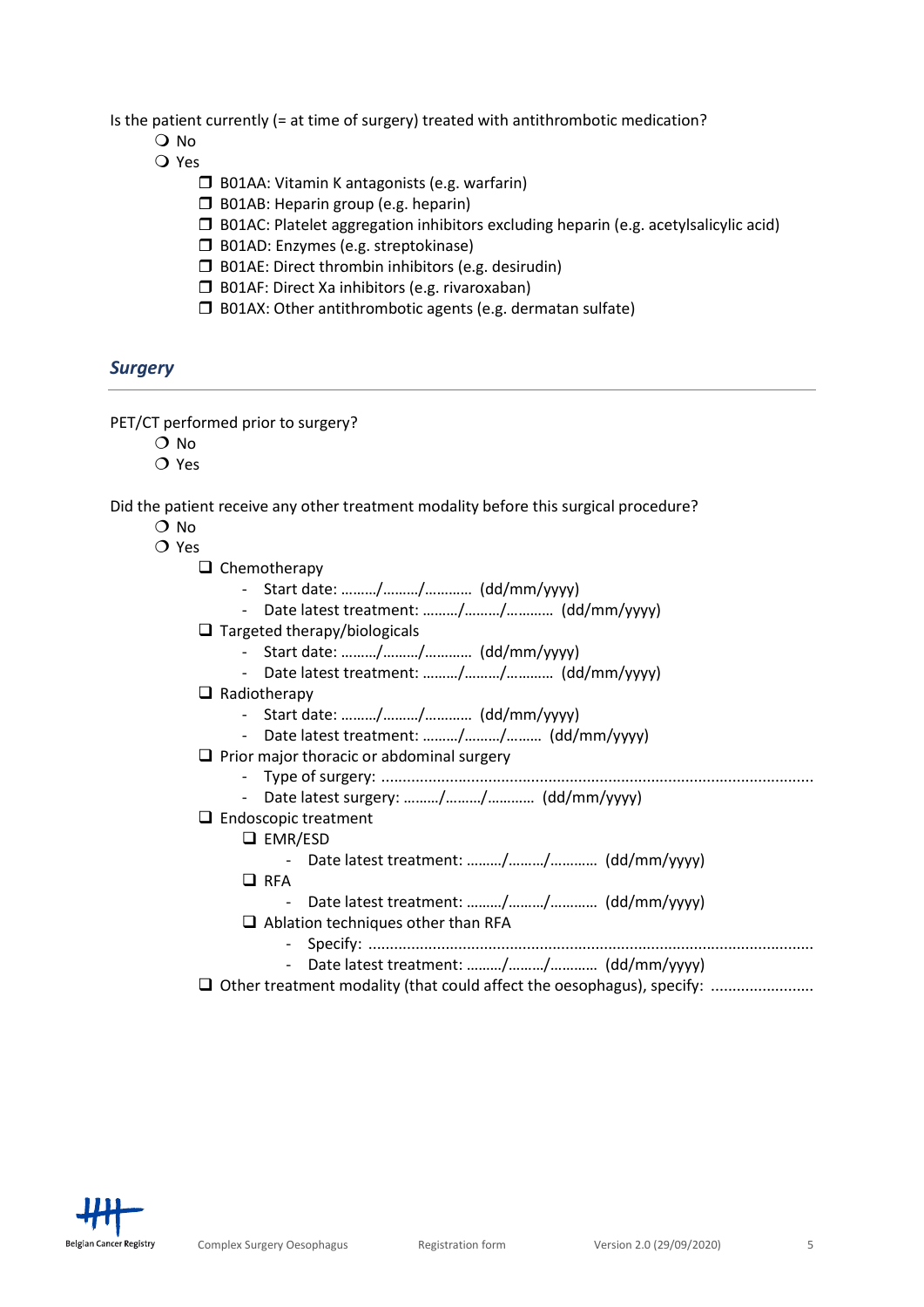Is the patient currently (= at time of surgery) treated with antithrombotic medication?

- ❍ No
- ❍ Yes
  - ❒ B01AA: Vitamin K antagonists (e.g. warfarin)
  - ❒ B01AB: Heparin group (e.g. heparin)
  - ❒ B01AC: Platelet aggregation inhibitors excluding heparin (e.g. acetylsalicylic acid)
  - ❒ B01AD: Enzymes (e.g. streptokinase)
  - ❒ B01AE: Direct thrombin inhibitors (e.g. desirudin)
  - ❒ B01AF: Direct Xa inhibitors (e.g. rivaroxaban)
  - ❒ B01AX: Other antithrombotic agents (e.g. dermatan sulfate)

## *Surgery*

PET/CT performed prior to surgery?

- ❍ No
- ❍ Yes

Did the patient receive any other treatment modality before this surgical procedure?

- ❍ No
- ❍ Yes
  - ❑ Chemotherapy
    - Start date: ………/………/………… (dd/mm/yyyy)
    - Date latest treatment: ………/………/………… (dd/mm/yyyy)
  - ❑ Targeted therapy/biologicals
    - Start date: ………/………/………… (dd/mm/yyyy)
    - Date latest treatment: ………/………/………… (dd/mm/yyyy)
  - ❑ Radiotherapy
    - Start date: ………/………/………… (dd/mm/yyyy)
    - Date latest treatment: ………/………/……… (dd/mm/yyyy)
  - ❑ Prior major thoracic or abdominal surgery
    - Type of surgery: ....................................................................................................
    - Date latest surgery: ………/………/………… (dd/mm/yyyy)
  - ❑ Endoscopic treatment
    - ❑ EMR/ESD
      - Date latest treatment: ………/………/………… (dd/mm/yyyy)
    - ❑ RFA
      - Date latest treatment: ………/………/………… (dd/mm/yyyy)
    - ❑ Ablation techniques other than RFA
      - Specify: ......................................................................................................
      - Date latest treatment: ………/………/………… (dd/mm/yyyy)
  - ❑ Other treatment modality (that could affect the oesophagus), specify: ........................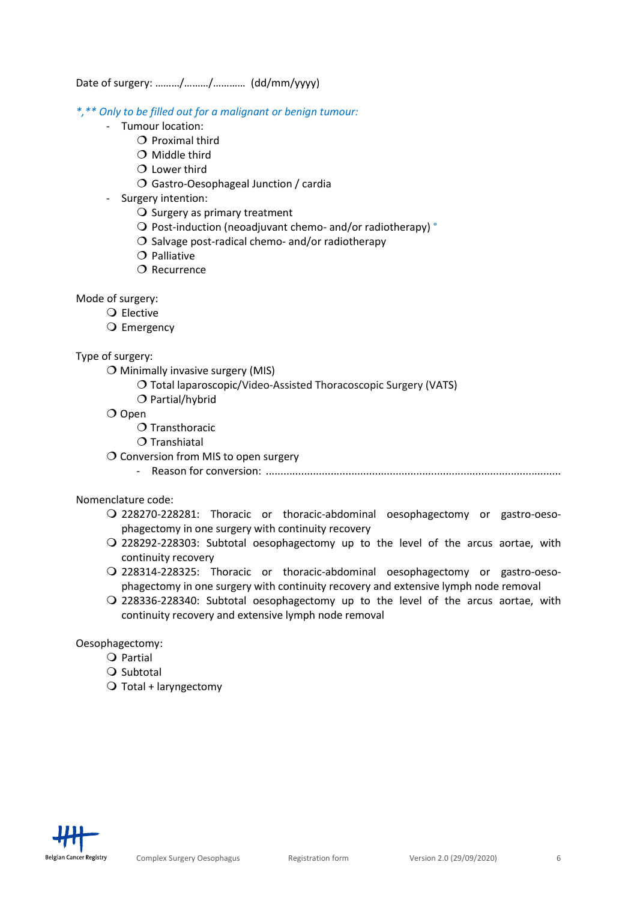Date of surgery: ………/………/………… (dd/mm/yyyy)

*\*,\*\* Only to be filled out for a malignant or benign tumour:*

- Tumour location:
  - ❍ Proximal third
  - ❍ Middle third
  - ❍ Lower third
  - ❍ Gastro-Oesophageal Junction / cardia
- Surgery intention:
  - ❍ Surgery as primary treatment
  - ❍ Post-induction (neoadjuvant chemo- and/or radiotherapy) °
  - ❍ Salvage post-radical chemo- and/or radiotherapy
  - ❍ Palliative
  - ❍ Recurrence

Mode of surgery:

- ❍ Elective
- ❍ Emergency

Type of surgery:

- ❍ Minimally invasive surgery (MIS)
  - ❍ Total laparoscopic/Video-Assisted Thoracoscopic Surgery (VATS)
  - ❍ Partial/hybrid
- ❍ Open
  - ❍ Transthoracic
  - ❍ Transhiatal
- ❍ Conversion from MIS to open surgery
  - Reason for conversion: ……………………………………………………………………………………

Nomenclature code:

- ❍ 228270-228281: Thoracic or thoracic-abdominal oesophagectomy or gastro-oesophagectomy in one surgery with continuity recovery
- ❍ 228292-228303: Subtotal oesophagectomy up to the level of the arcus aortae, with continuity recovery
- ❍ 228314-228325: Thoracic or thoracic-abdominal oesophagectomy or gastro-oesophagectomy in one surgery with continuity recovery and extensive lymph node removal
- ❍ 228336-228340: Subtotal oesophagectomy up to the level of the arcus aortae, with continuity recovery and extensive lymph node removal

Oesophagectomy:

- ❍ Partial
- ❍ Subtotal
- ❍ Total + laryngectomy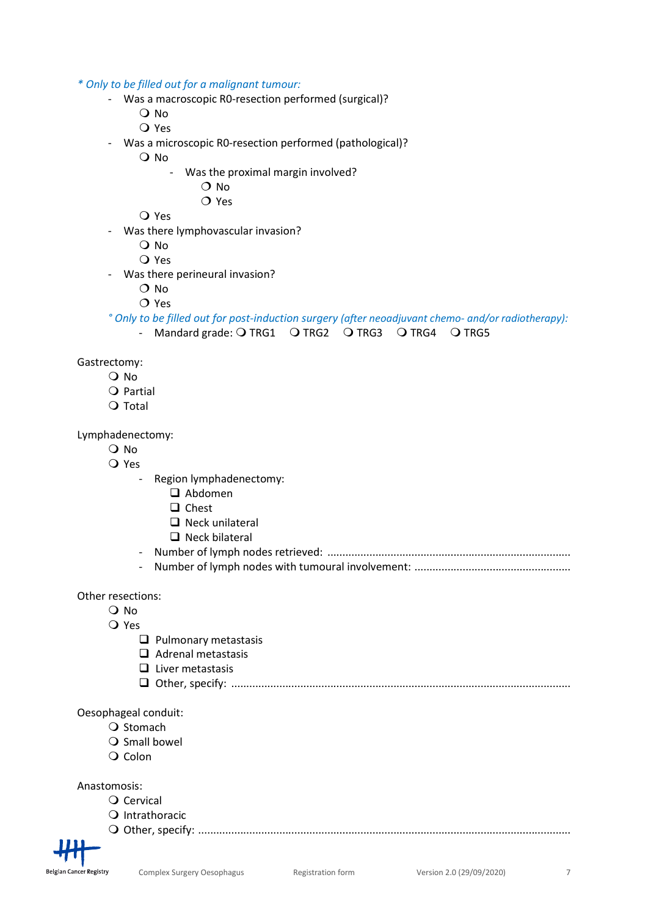*\* Only to be filled out for a malignant tumour:*

- Was a macroscopic R0-resection performed (surgical)?
  - ❍ No
  - ❍ Yes
- Was a microscopic R0-resection performed (pathological)?
  - ❍ No
    - Was the proximal margin involved?
      - ❍ No
      - ❍ Yes
  - ❍ Yes
- Was there lymphovascular invasion?
  - ❍ No
  - ❍ Yes
- Was there perineural invasion?
  - ❍ No
  - ❍ Yes

*° Only to be filled out for post-induction surgery (after neoadjuvant chemo- and/or radiotherapy):*

- Mandard grade: ❍ TRG1 ❍ TRG2 ❍ TRG3 ❍ TRG4 ❍ TRG5

Gastrectomy:

- ❍ No
- ❍ Partial
- ❍ Total

Lymphadenectomy:

- ❍ No
- ❍ Yes
  - Region lymphadenectomy:
    - ❑ Abdomen
    - ❑ Chest
    - ❑ Neck unilateral
    - ❑ Neck bilateral
  - Number of lymph nodes retrieved: ..............................................................................
  - Number of lymph nodes with tumoural involvement: ...................................................

Other resections:

- ❍ No
- ❍ Yes
  - ❑ Pulmonary metastasis
  - ❑ Adrenal metastasis
  - ❑ Liver metastasis
  - ❑ Other, specify: ..............................................................................................

Oesophageal conduit:

- ❍ Stomach
- ❍ Small bowel
- ❍ Colon

Anastomosis:

- ❍ Cervical
- ❍ Intrathoracic
- ❍ Other, specify: ..........................................................................................................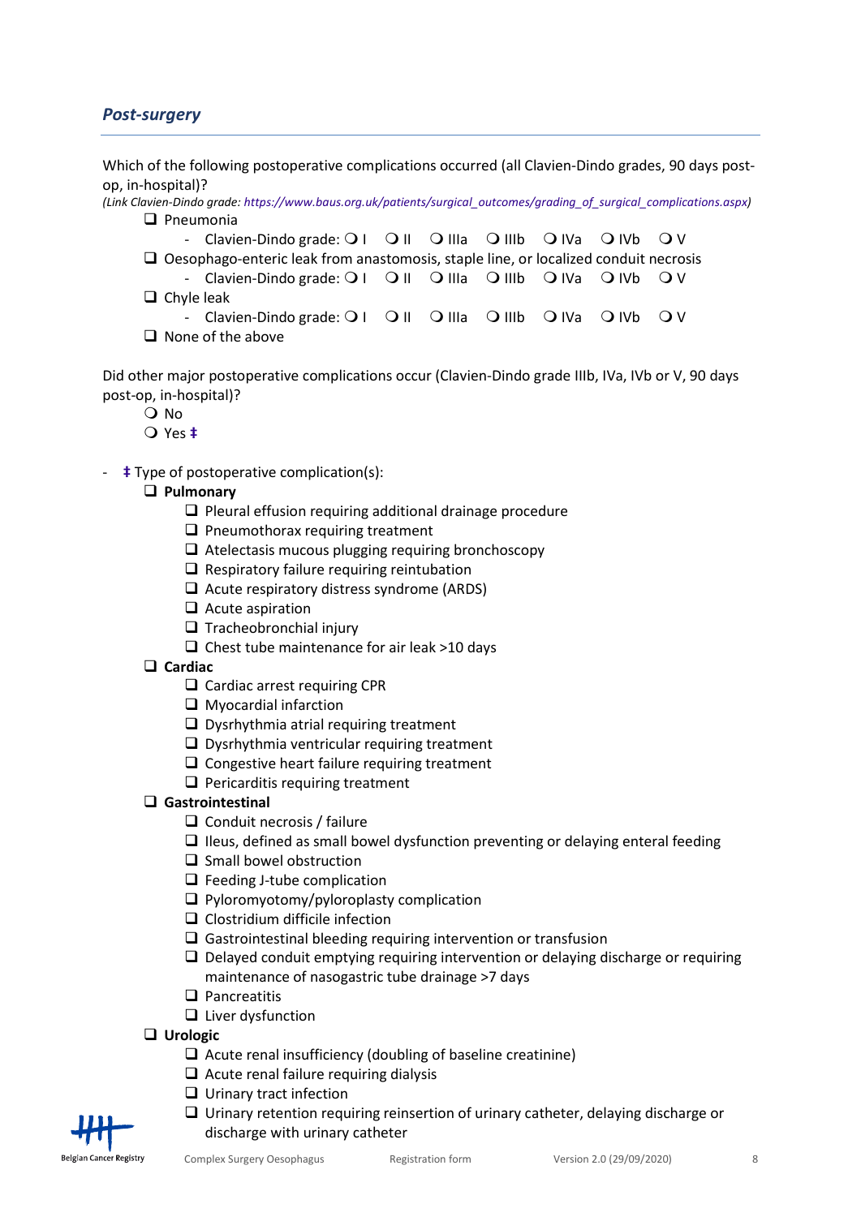## *Post-surgery*

Which of the following postoperative complications occurred (all Clavien-Dindo grades, 90 days post-op, in-hospital)?

*(Link Clavien-Dindo grade: https://www.baus.org.uk/patients/surgical_outcomes/grading_of_surgical_complications.aspx)*

- ❑ Pneumonia
  - Clavien-Dindo grade: ❍ I ❍ II ❍ IIIa ❍ IIIb ❍ IVa ❍ IVb ❍ V
- ❑ Oesophago-enteric leak from anastomosis, staple line, or localized conduit necrosis
  - Clavien-Dindo grade: ❍ I ❍ II ❍ IIIa ❍ IIIb ❍ IVa ❍ IVb ❍ V
- ❑ Chyle leak
  - Clavien-Dindo grade: ❍ I ❍ II ❍ IIIa ❍ IIIb ❍ IVa ❍ IVb ❍ V
- ❑ None of the above

Did other major postoperative complications occur (Clavien-Dindo grade IIIb, IVa, IVb or V, 90 days post-op, in-hospital)?

- ❍ No
- ❍ Yes ‡

- ‡ Type of postoperative complication(s):
  - ❑ **Pulmonary**
    - ❑ Pleural effusion requiring additional drainage procedure
    - ❑ Pneumothorax requiring treatment
    - ❑ Atelectasis mucous plugging requiring bronchoscopy
    - ❑ Respiratory failure requiring reintubation
    - ❑ Acute respiratory distress syndrome (ARDS)
    - ❑ Acute aspiration
    - ❑ Tracheobronchial injury
    - ❑ Chest tube maintenance for air leak >10 days
  - ❑ **Cardiac**
    - ❑ Cardiac arrest requiring CPR
    - ❑ Myocardial infarction
    - ❑ Dysrhythmia atrial requiring treatment
    - ❑ Dysrhythmia ventricular requiring treatment
    - ❑ Congestive heart failure requiring treatment
    - ❑ Pericarditis requiring treatment
  - ❑ **Gastrointestinal**
    - ❑ Conduit necrosis / failure
    - ❑ Ileus, defined as small bowel dysfunction preventing or delaying enteral feeding
    - ❑ Small bowel obstruction
    - ❑ Feeding J-tube complication
    - ❑ Pyloromyotomy/pyloroplasty complication
    - ❑ Clostridium difficile infection
    - ❑ Gastrointestinal bleeding requiring intervention or transfusion
    - ❑ Delayed conduit emptying requiring intervention or delaying discharge or requiring maintenance of nasogastric tube drainage >7 days
    - ❑ Pancreatitis
    - ❑ Liver dysfunction
  - ❑ **Urologic**
    - ❑ Acute renal insufficiency (doubling of baseline creatinine)
    - ❑ Acute renal failure requiring dialysis
    - ❑ Urinary tract infection
    - ❑ Urinary retention requiring reinsertion of urinary catheter, delaying discharge or discharge with urinary catheter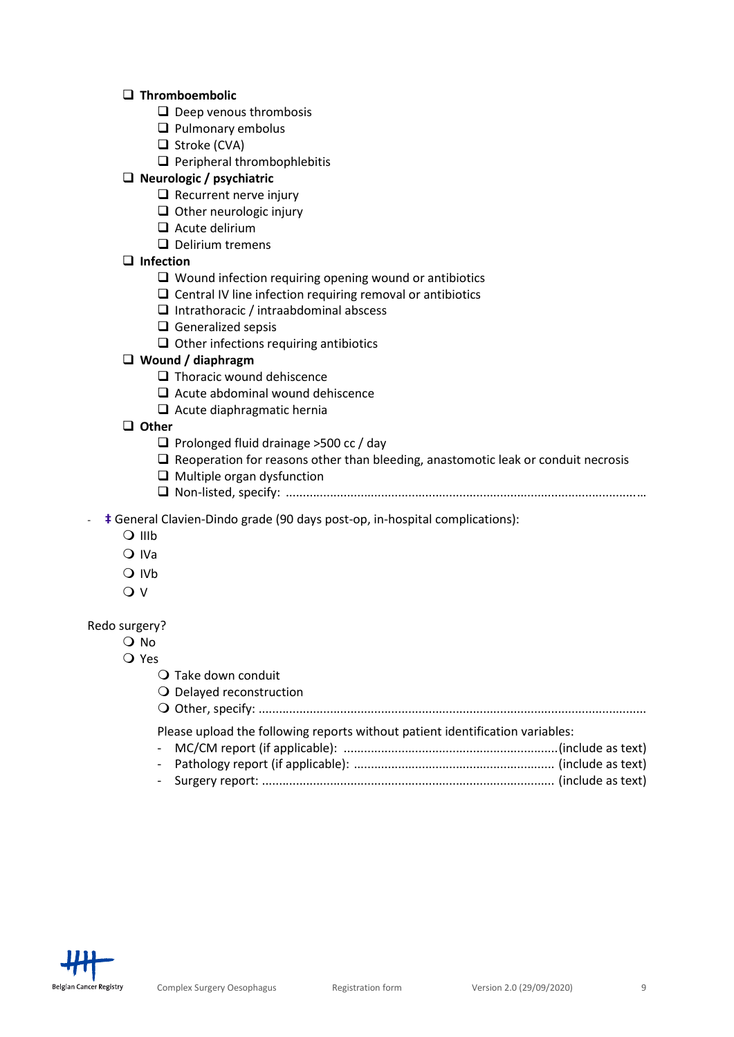- ❑ **Thromboembolic**
  - ❑ Deep venous thrombosis
  - ❑ Pulmonary embolus
  - ❑ Stroke (CVA)
  - ❑ Peripheral thrombophlebitis
- ❑ **Neurologic / psychiatric**
  - ❑ Recurrent nerve injury
  - ❑ Other neurologic injury
  - ❑ Acute delirium
  - ❑ Delirium tremens
- ❑ **Infection**
  - ❑ Wound infection requiring opening wound or antibiotics
  - ❑ Central IV line infection requiring removal or antibiotics
  - ❑ Intrathoracic / intraabdominal abscess
  - ❑ Generalized sepsis
  - ❑ Other infections requiring antibiotics
- ❑ **Wound / diaphragm**
  - ❑ Thoracic wound dehiscence
  - ❑ Acute abdominal wound dehiscence
  - ❑ Acute diaphragmatic hernia
- ❑ **Other**
  - ❑ Prolonged fluid drainage >500 cc / day
  - ❑ Reoperation for reasons other than bleeding, anastomotic leak or conduit necrosis
  - ❑ Multiple organ dysfunction
  - ❑ Non-listed, specify: ..........................................................................................................

- ‡ General Clavien-Dindo grade (90 days post-op, in-hospital complications):
  - ❍ IIIb
  - ❍ IVa
  - ❍ IVb
  - ❍ V

Redo surgery?

- ❍ No
- ❍ Yes
  - ❍ Take down conduit
  - ❍ Delayed reconstruction
  - ❍ Other, specify: ..........................................................................................................

  Please upload the following reports without patient identification variables:
  - MC/CM report (if applicable): ..............................................................(include as text)
  - Pathology report (if applicable): .......................................................... (include as text)
  - Surgery report: ..................................................................................... (include as text)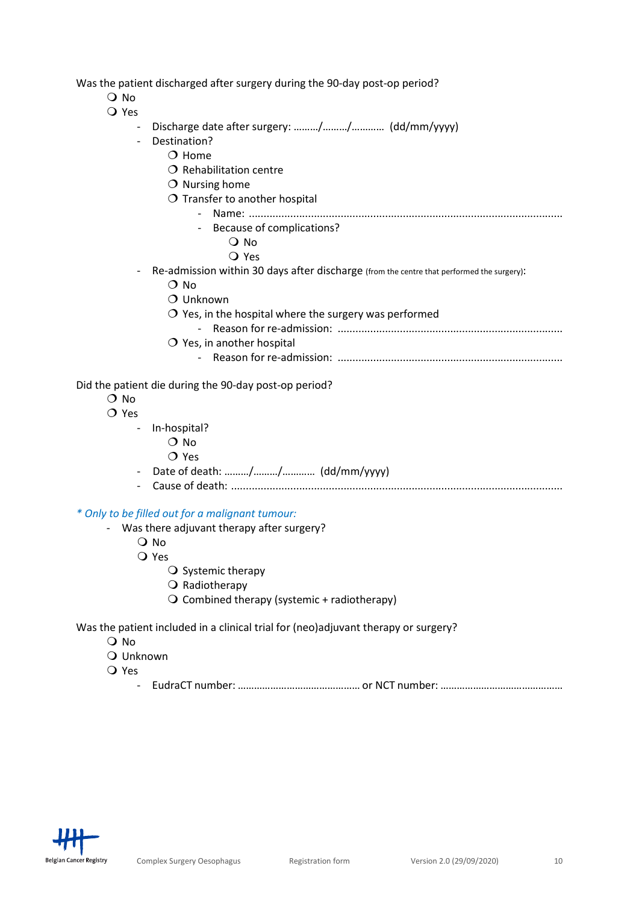Was the patient discharged after surgery during the 90-day post-op period?

- ❍ No
- ❍ Yes
  - Discharge date after surgery: ………/………/………… (dd/mm/yyyy)
  - Destination?
    - ❍ Home
    - ❍ Rehabilitation centre
    - ❍ Nursing home
    - ❍ Transfer to another hospital
      - Name: ………………………………………………………………………………………………
      - Because of complications?
        - ❍ No
        - ❍ Yes
  - Re-admission within 30 days after discharge (from the centre that performed the surgery):
    - ❍ No
    - ❍ Unknown
    - ❍ Yes, in the hospital where the surgery was performed
      - Reason for re-admission: ………………………………………………………………………
    - ❍ Yes, in another hospital
      - Reason for re-admission: ………………………………………………………………………

Did the patient die during the 90-day post-op period?

- ❍ No
- ❍ Yes
  - In-hospital?
    - ❍ No
    - ❍ Yes
  - Date of death: ………/………/………… (dd/mm/yyyy)
  - Cause of death: ………………………………………………………………………………………………

*\* Only to be filled out for a malignant tumour:*

- Was there adjuvant therapy after surgery?
  - ❍ No
  - ❍ Yes
    - ❍ Systemic therapy
    - ❍ Radiotherapy
    - ❍ Combined therapy (systemic + radiotherapy)

Was the patient included in a clinical trial for (neo)adjuvant therapy or surgery?

- ❍ No
- ❍ Unknown
- ❍ Yes
  - EudraCT number: ……………………………………… or NCT number: ………………………………………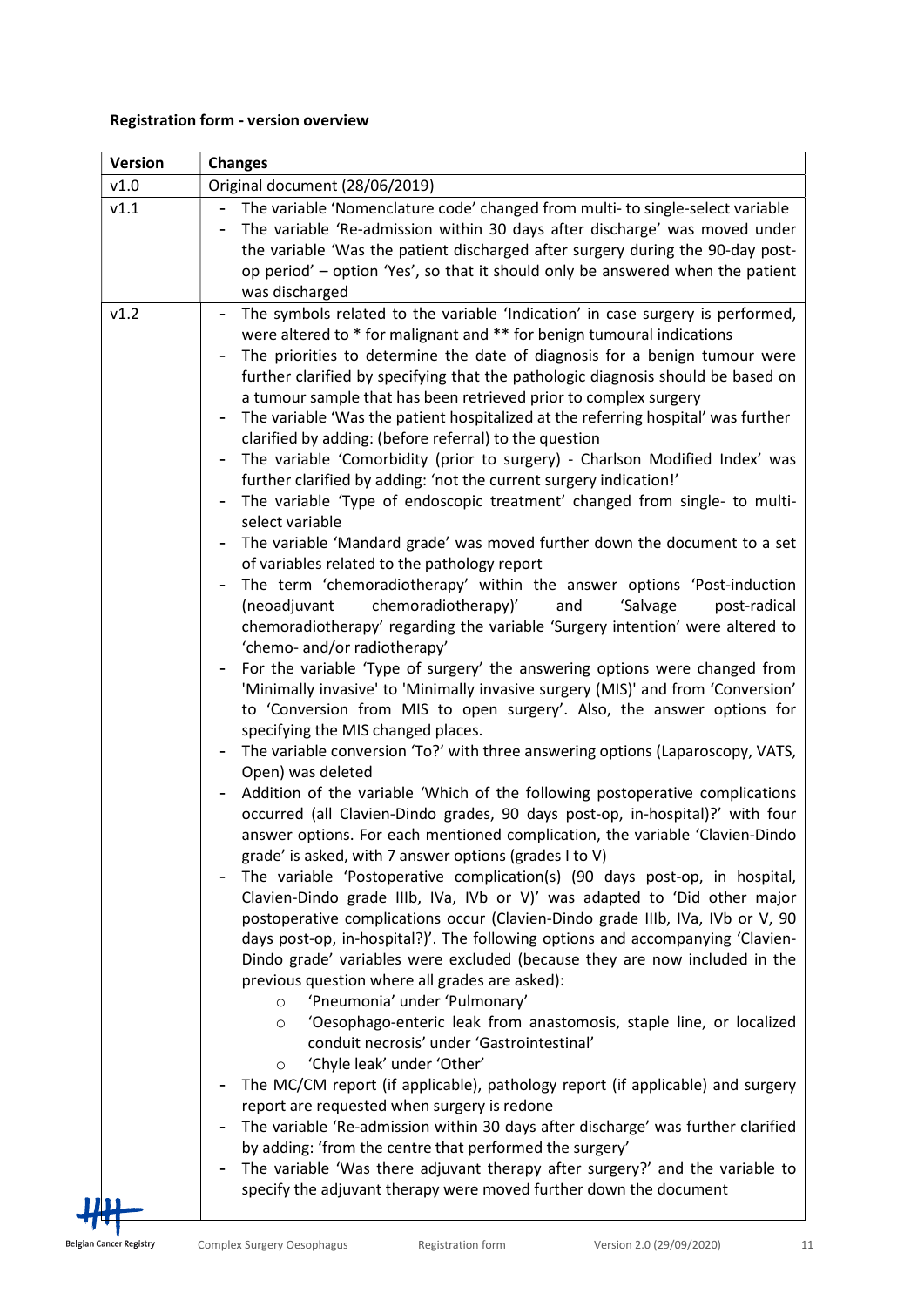**Registration form - version overview**

| Version | Changes |
|---|---|
| v1.0 | Original document (28/06/2019) |
| v1.1 | - The variable 'Nomenclature code' changed from multi- to single-select variable<br>- The variable 'Re-admission within 30 days after discharge' was moved under the variable 'Was the patient discharged after surgery during the 90-day post-op period' – option 'Yes', so that it should only be answered when the patient was discharged |
| v1.2 | - The symbols related to the variable 'Indication' in case surgery is performed, were altered to * for malignant and ** for benign tumoural indications<br>- The priorities to determine the date of diagnosis for a benign tumour were further clarified by specifying that the pathologic diagnosis should be based on a tumour sample that has been retrieved prior to complex surgery<br>- The variable 'Was the patient hospitalized at the referring hospital' was further clarified by adding: (before referral) to the question<br>- The variable 'Comorbidity (prior to surgery) - Charlson Modified Index' was further clarified by adding: 'not the current surgery indication!'<br>- The variable 'Type of endoscopic treatment' changed from single- to multi-select variable<br>- The variable 'Mandard grade' was moved further down the document to a set of variables related to the pathology report<br>- The term 'chemoradiotherapy' within the answer options 'Post-induction (neoadjuvant chemoradiotherapy)' and 'Salvage post-radical chemoradiotherapy' regarding the variable 'Surgery intention' were altered to 'chemo- and/or radiotherapy'<br>- For the variable 'Type of surgery' the answering options were changed from 'Minimally invasive' to 'Minimally invasive surgery (MIS)' and from 'Conversion' to 'Conversion from MIS to open surgery'. Also, the answer options for specifying the MIS changed places.<br>- The variable conversion 'To?' with three answering options (Laparoscopy, VATS, Open) was deleted<br>- Addition of the variable 'Which of the following postoperative complications occurred (all Clavien-Dindo grades, 90 days post-op, in-hospital)?' with four answer options. For each mentioned complication, the variable 'Clavien-Dindo grade' is asked, with 7 answer options (grades I to V)<br>- The variable 'Postoperative complication(s) (90 days post-op, in hospital, Clavien-Dindo grade IIIb, IVa, IVb or V)' was adapted to 'Did other major postoperative complications occur (Clavien-Dindo grade IIIb, IVa, IVb or V, 90 days post-op, in-hospital?)'. The following options and accompanying 'Clavien-Dindo grade' variables were excluded (because they are now included in the previous question where all grades are asked):<br>&nbsp;&nbsp;&nbsp;&nbsp;○ 'Pneumonia' under 'Pulmonary'<br>&nbsp;&nbsp;&nbsp;&nbsp;○ 'Oesophago-enteric leak from anastomosis, staple line, or localized conduit necrosis' under 'Gastrointestinal'<br>&nbsp;&nbsp;&nbsp;&nbsp;○ 'Chyle leak' under 'Other'<br>- The MC/CM report (if applicable), pathology report (if applicable) and surgery report are requested when surgery is redone<br>- The variable 'Re-admission within 30 days after discharge' was further clarified by adding: 'from the centre that performed the surgery'<br>- The variable 'Was there adjuvant therapy after surgery?' and the variable to specify the adjuvant therapy were moved further down the document |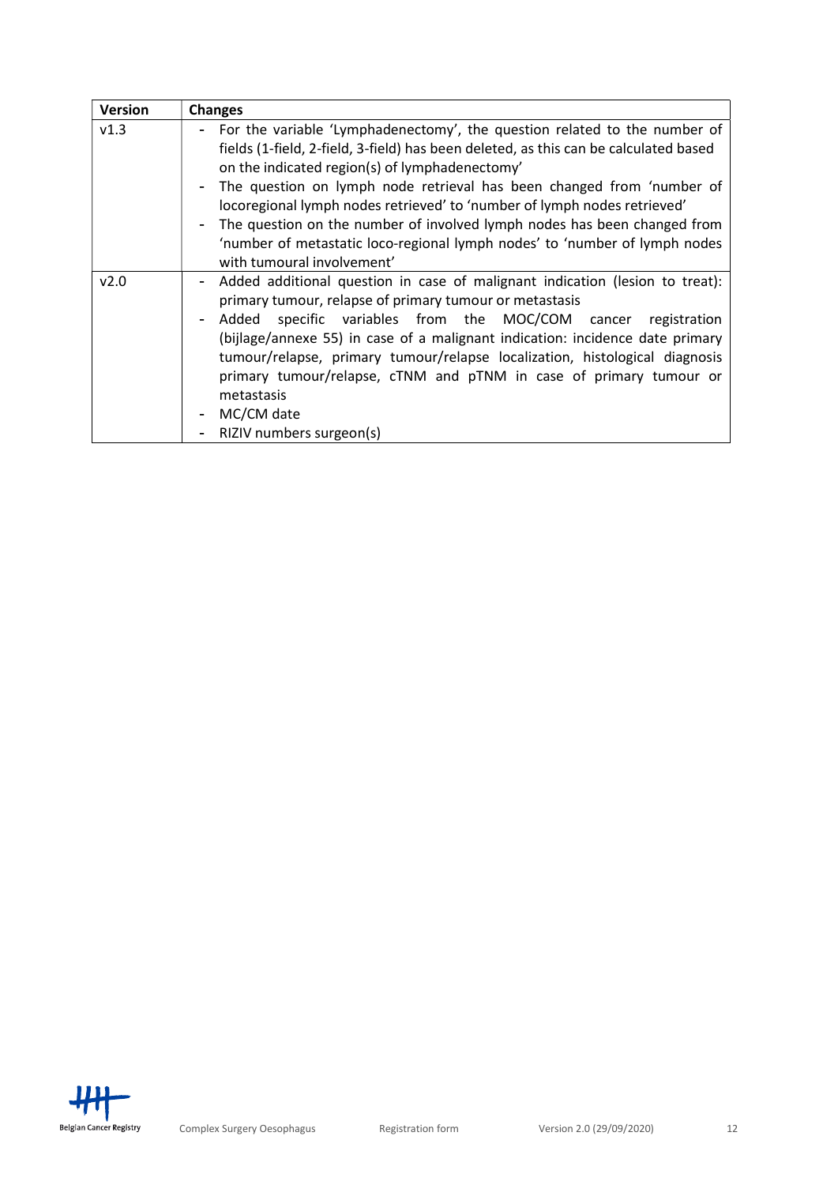| Version | Changes |
|---|---|
| v1.3 | - For the variable 'Lymphadenectomy', the question related to the number of fields (1-field, 2-field, 3-field) has been deleted, as this can be calculated based on the indicated region(s) of lymphadenectomy'<br>- The question on lymph node retrieval has been changed from 'number of locoregional lymph nodes retrieved' to 'number of lymph nodes retrieved'<br>- The question on the number of involved lymph nodes has been changed from 'number of metastatic loco-regional lymph nodes' to 'number of lymph nodes with tumoural involvement' |
| v2.0 | - Added additional question in case of malignant indication (lesion to treat): primary tumour, relapse of primary tumour or metastasis<br>- Added specific variables from the MOC/COM cancer registration (bijlage/annexe 55) in case of a malignant indication: incidence date primary tumour/relapse, primary tumour/relapse localization, histological diagnosis primary tumour/relapse, cTNM and pTNM in case of primary tumour or metastasis<br>- MC/CM date<br>- RIZIV numbers surgeon(s) |